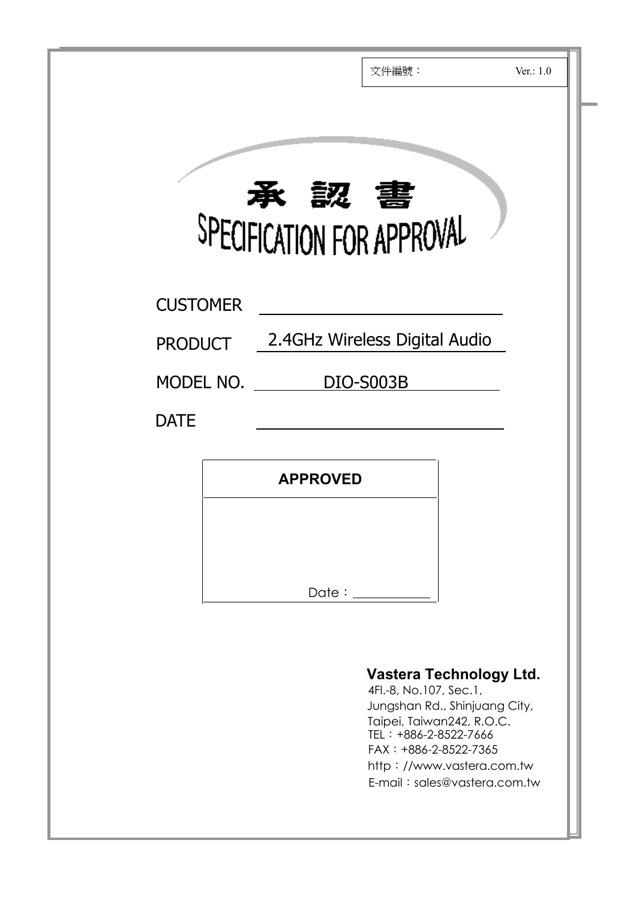文件編號： Ver.: 1.0

# 承 認 書

# SPECIFICATION FOR APPROVAL

CUSTOMER ______________________

PRODUCT 2.4GHz Wireless Digital Audio

MODEL NO. DIO-S003B

DATE ______________________

| APPROVED |
| --- |
| Date：__________ |

**Vastera Technology Ltd.**
4Fl.-8, No.107, Sec.1,
Jungshan Rd., Shinjuang City,
Taipei, Taiwan242, R.O.C.
TEL：+886-2-8522-7666
FAX：+886-2-8522-7365
http：//www.vastera.com.tw
E-mail：sales@vastera.com.tw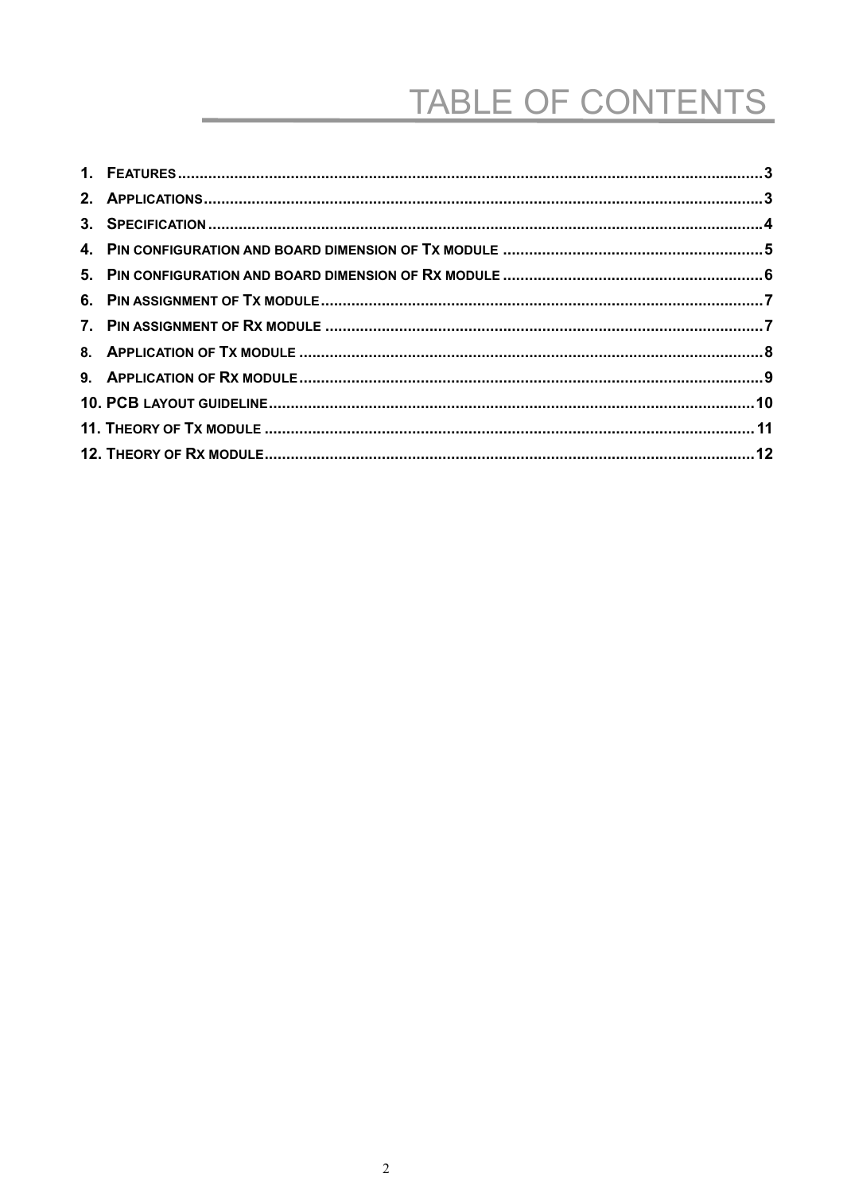# TABLE OF CONTENTS

1. FEATURES .....3
2. APPLICATIONS .....3
3. SPECIFICATION .....4
4. PIN CONFIGURATION AND BOARD DIMENSION OF TX MODULE .....5
5. PIN CONFIGURATION AND BOARD DIMENSION OF RX MODULE .....6
6. PIN ASSIGNMENT OF TX MODULE .....7
7. PIN ASSIGNMENT OF RX MODULE .....7
8. APPLICATION OF TX MODULE .....8
9. APPLICATION OF RX MODULE .....9
10. PCB LAYOUT GUIDELINE .....10
11. THEORY OF TX MODULE .....11
12. THEORY OF RX MODULE .....12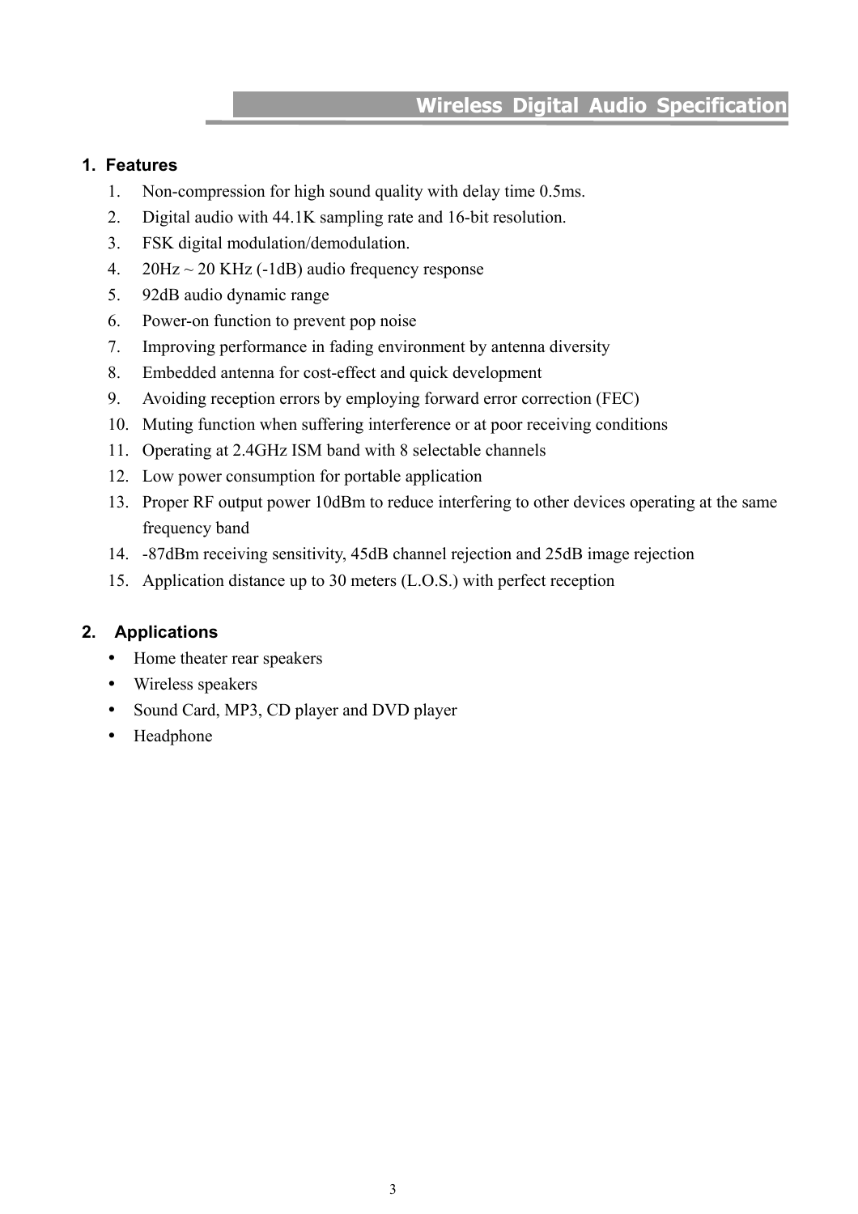# Wireless Digital Audio Specification

## 1. Features

1. Non-compression for high sound quality with delay time 0.5ms.
2. Digital audio with 44.1K sampling rate and 16-bit resolution.
3. FSK digital modulation/demodulation.
4. 20Hz ~ 20 KHz (-1dB) audio frequency response
5. 92dB audio dynamic range
6. Power-on function to prevent pop noise
7. Improving performance in fading environment by antenna diversity
8. Embedded antenna for cost-effect and quick development
9. Avoiding reception errors by employing forward error correction (FEC)
10. Muting function when suffering interference or at poor receiving conditions
11. Operating at 2.4GHz ISM band with 8 selectable channels
12. Low power consumption for portable application
13. Proper RF output power 10dBm to reduce interfering to other devices operating at the same frequency band
14. -87dBm receiving sensitivity, 45dB channel rejection and 25dB image rejection
15. Application distance up to 30 meters (L.O.S.) with perfect reception

## 2. Applications

- Home theater rear speakers
- Wireless speakers
- Sound Card, MP3, CD player and DVD player
- Headphone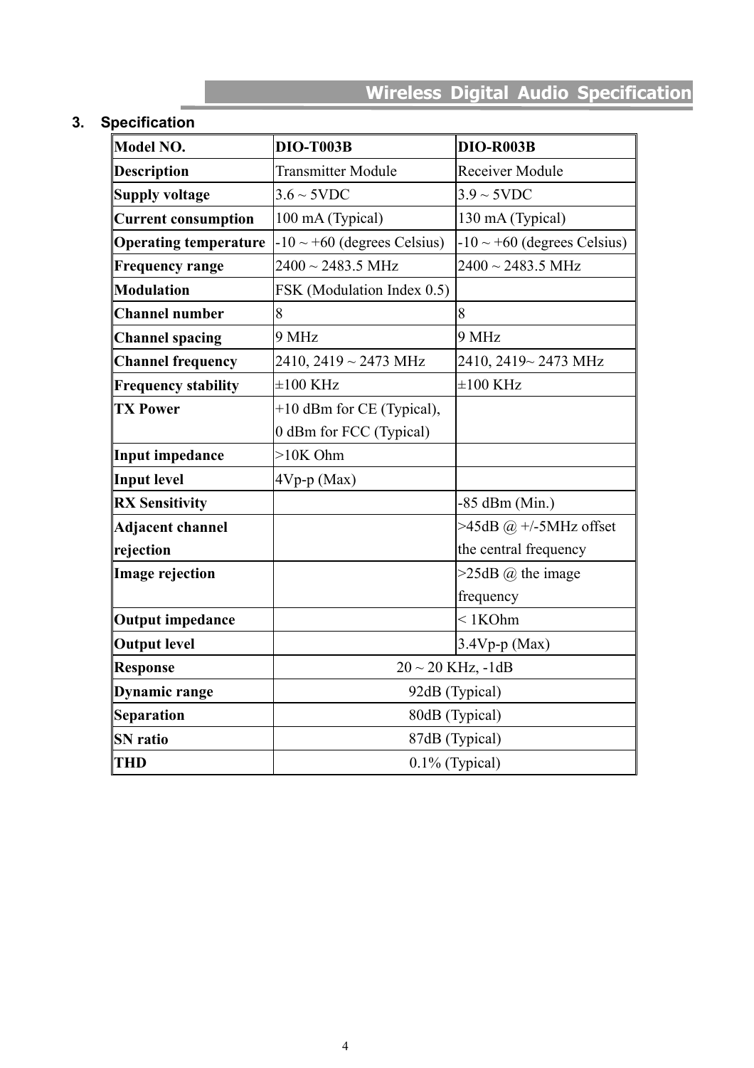## 3. Specification

| Model NO. | DIO-T003B | DIO-R003B |
| --- | --- | --- |
| **Description** | Transmitter Module | Receiver Module |
| **Supply voltage** | 3.6 ~ 5VDC | 3.9 ~ 5VDC |
| **Current consumption** | 100 mA (Typical) | 130 mA (Typical) |
| **Operating temperature** | -10 ~ +60 (degrees Celsius) | -10 ~ +60 (degrees Celsius) |
| **Frequency range** | 2400 ~ 2483.5 MHz | 2400 ~ 2483.5 MHz |
| **Modulation** | FSK (Modulation Index 0.5) | |
| **Channel number** | 8 | 8 |
| **Channel spacing** | 9 MHz | 9 MHz |
| **Channel frequency** | 2410, 2419 ~ 2473 MHz | 2410, 2419~ 2473 MHz |
| **Frequency stability** | ±100 KHz | ±100 KHz |
| **TX Power** | +10 dBm for CE (Typical), 0 dBm for FCC (Typical) | |
| **Input impedance** | >10K Ohm | |
| **Input level** | 4Vp-p (Max) | |
| **RX Sensitivity** | | -85 dBm (Min.) |
| **Adjacent channel rejection** | | >45dB @ +/-5MHz offset the central frequency |
| **Image rejection** | | >25dB @ the image frequency |
| **Output impedance** | | < 1KOhm |
| **Output level** | | 3.4Vp-p (Max) |
| **Response** | 20 ~ 20 KHz, -1dB | |
| **Dynamic range** | 92dB (Typical) | |
| **Separation** | 80dB (Typical) | |
| **SN ratio** | 87dB (Typical) | |
| **THD** | 0.1% (Typical) | |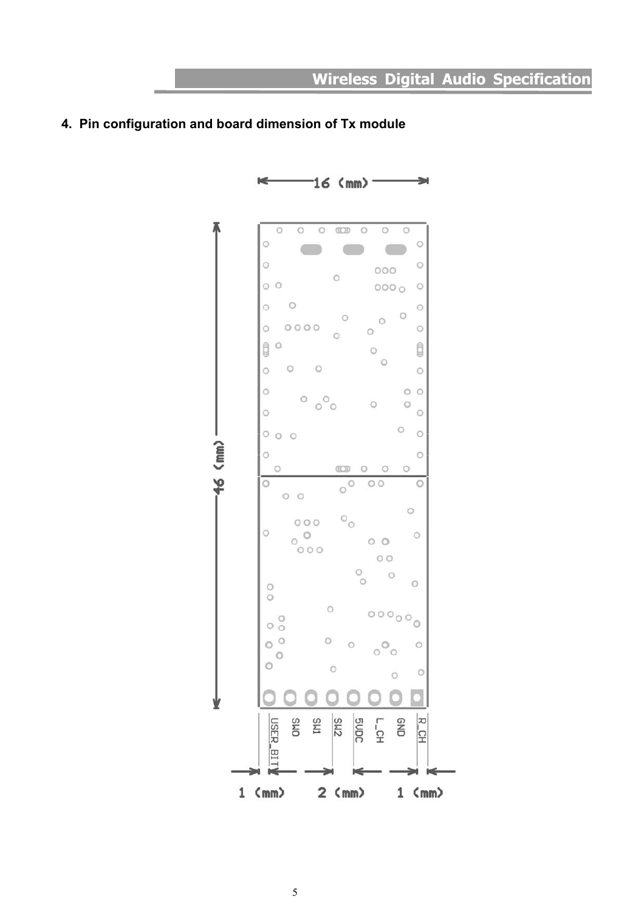## 4. Pin configuration and board dimension of Tx module

16 (mm)

46 (mm)

USER_BIT SW0 SW1 SW2 5VDC L_CH GND R_CH

1 (mm) 2 (mm) 1 (mm)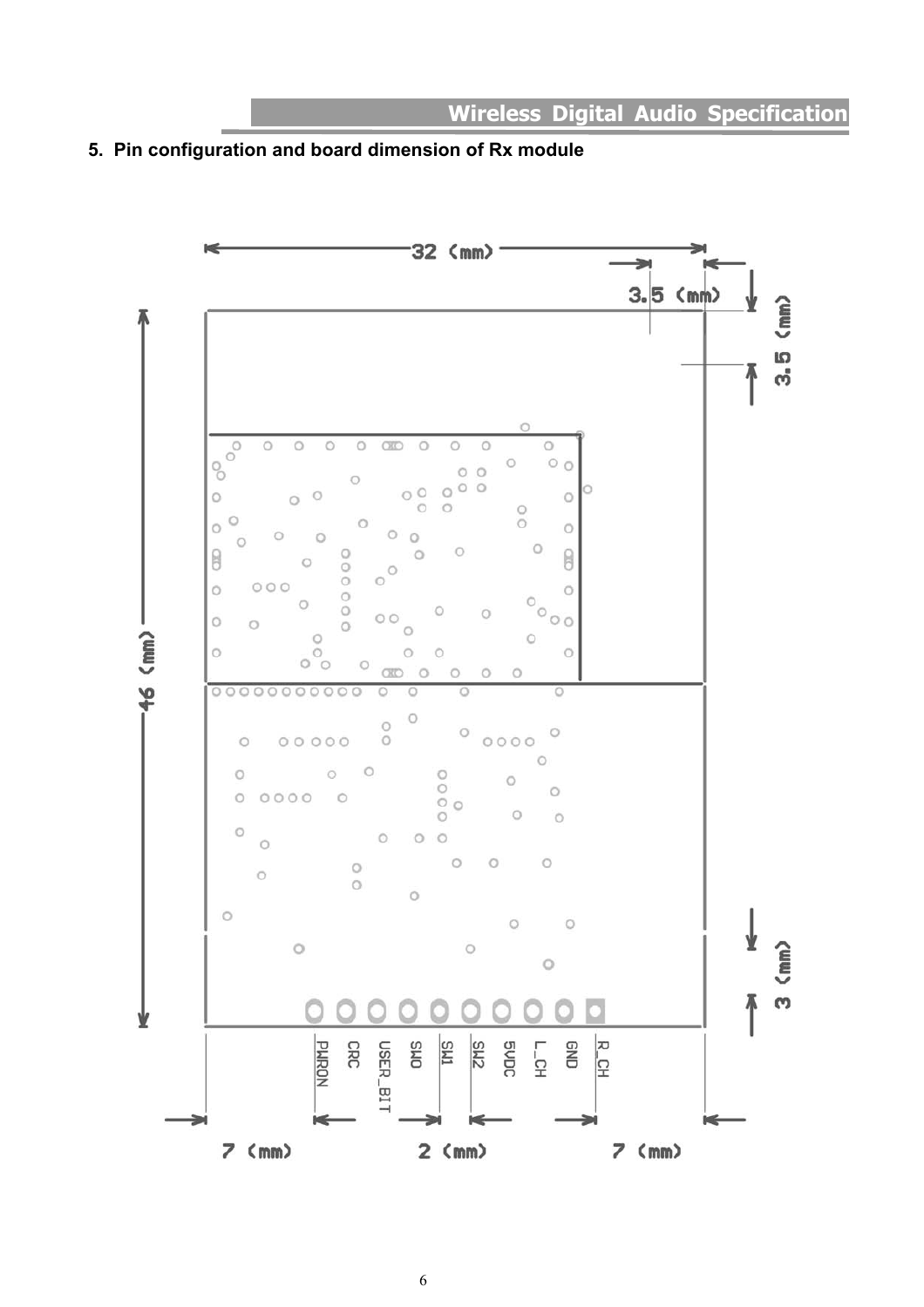## 5. Pin configuration and board dimension of Rx module

32 (mm)

3.5 (mm)

3.5 (mm)

46 (mm)

3 (mm)

PWRON CRC USER_BIT SW0 SW1 SW2 5VDC L_CH GND R_CH

7 (mm) 2 (mm) 7 (mm)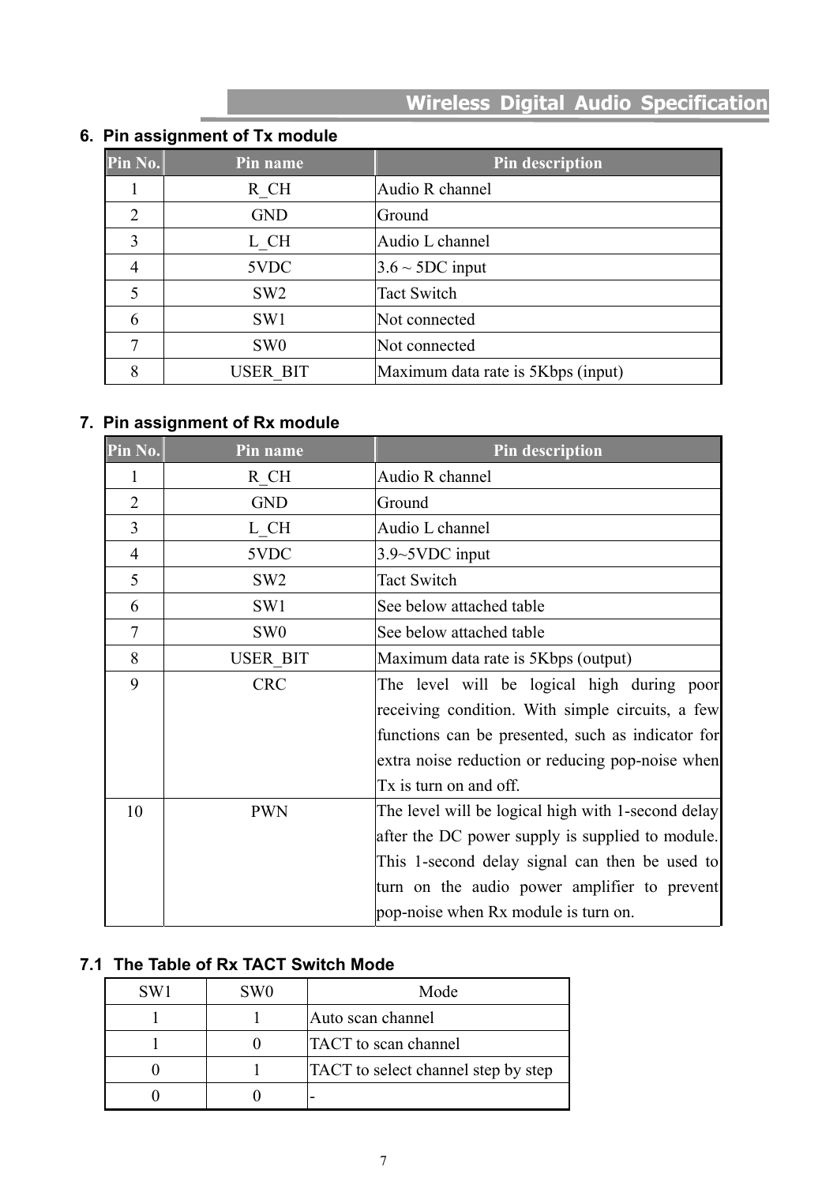## 6. Pin assignment of Tx module

| Pin No. | Pin name | Pin description |
|---|---|---|
| 1 | R_CH | Audio R channel |
| 2 | GND | Ground |
| 3 | L_CH | Audio L channel |
| 4 | 5VDC | 3.6 ~ 5DC input |
| 5 | SW2 | Tact Switch |
| 6 | SW1 | Not connected |
| 7 | SW0 | Not connected |
| 8 | USER_BIT | Maximum data rate is 5Kbps (input) |

## 7. Pin assignment of Rx module

| Pin No. | Pin name | Pin description |
|---|---|---|
| 1 | R_CH | Audio R channel |
| 2 | GND | Ground |
| 3 | L_CH | Audio L channel |
| 4 | 5VDC | 3.9~5VDC input |
| 5 | SW2 | Tact Switch |
| 6 | SW1 | See below attached table |
| 7 | SW0 | See below attached table |
| 8 | USER_BIT | Maximum data rate is 5Kbps (output) |
| 9 | CRC | The level will be logical high during poor receiving condition. With simple circuits, a few functions can be presented, such as indicator for extra noise reduction or reducing pop-noise when Tx is turn on and off. |
| 10 | PWN | The level will be logical high with 1-second delay after the DC power supply is supplied to module. This 1-second delay signal can then be used to turn on the audio power amplifier to prevent pop-noise when Rx module is turn on. |

### 7.1 The Table of Rx TACT Switch Mode

| SW1 | SW0 | Mode |
|---|---|---|
| 1 | 1 | Auto scan channel |
| 1 | 0 | TACT to scan channel |
| 0 | 1 | TACT to select channel step by step |
| 0 | 0 | - |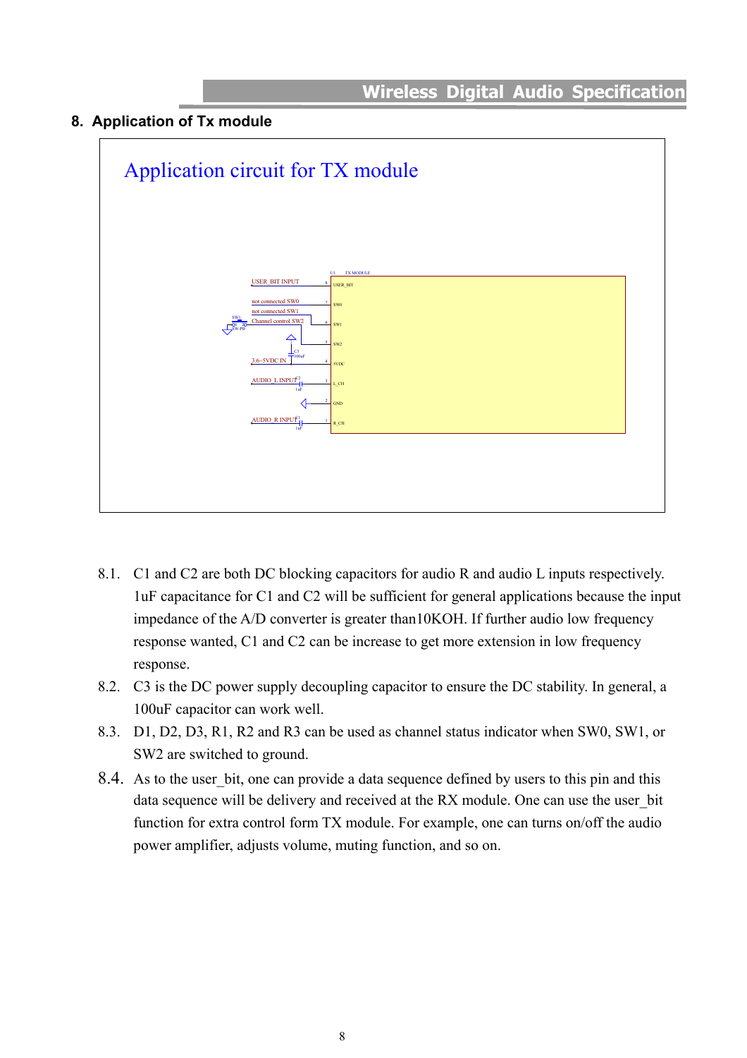## 8. Application of Tx module

Application circuit for TX module

USER_BIT INPUT
not connected SW0
not connected SW1
Channel control SW2
3.6~5VDC IN
AUDIO_L INPUT
AUDIO_R INPUT

U1 TX MODULE
USER_BIT
SW0
SW1
SW2
5VDC
L_CH
GND
R_CH

8.1. C1 and C2 are both DC blocking capacitors for audio R and audio L inputs respectively. 1uF capacitance for C1 and C2 will be sufficient for general applications because the input impedance of the A/D converter is greater than10KOH. If further audio low frequency response wanted, C1 and C2 can be increase to get more extension in low frequency response.

8.2. C3 is the DC power supply decoupling capacitor to ensure the DC stability. In general, a 100uF capacitor can work well.

8.3. D1, D2, D3, R1, R2 and R3 can be used as channel status indicator when SW0, SW1, or SW2 are switched to ground.

8.4. As to the user_bit, one can provide a data sequence defined by users to this pin and this data sequence will be delivery and received at the RX module. One can use the user_bit function for extra control form TX module. For example, one can turns on/off the audio power amplifier, adjusts volume, muting function, and so on.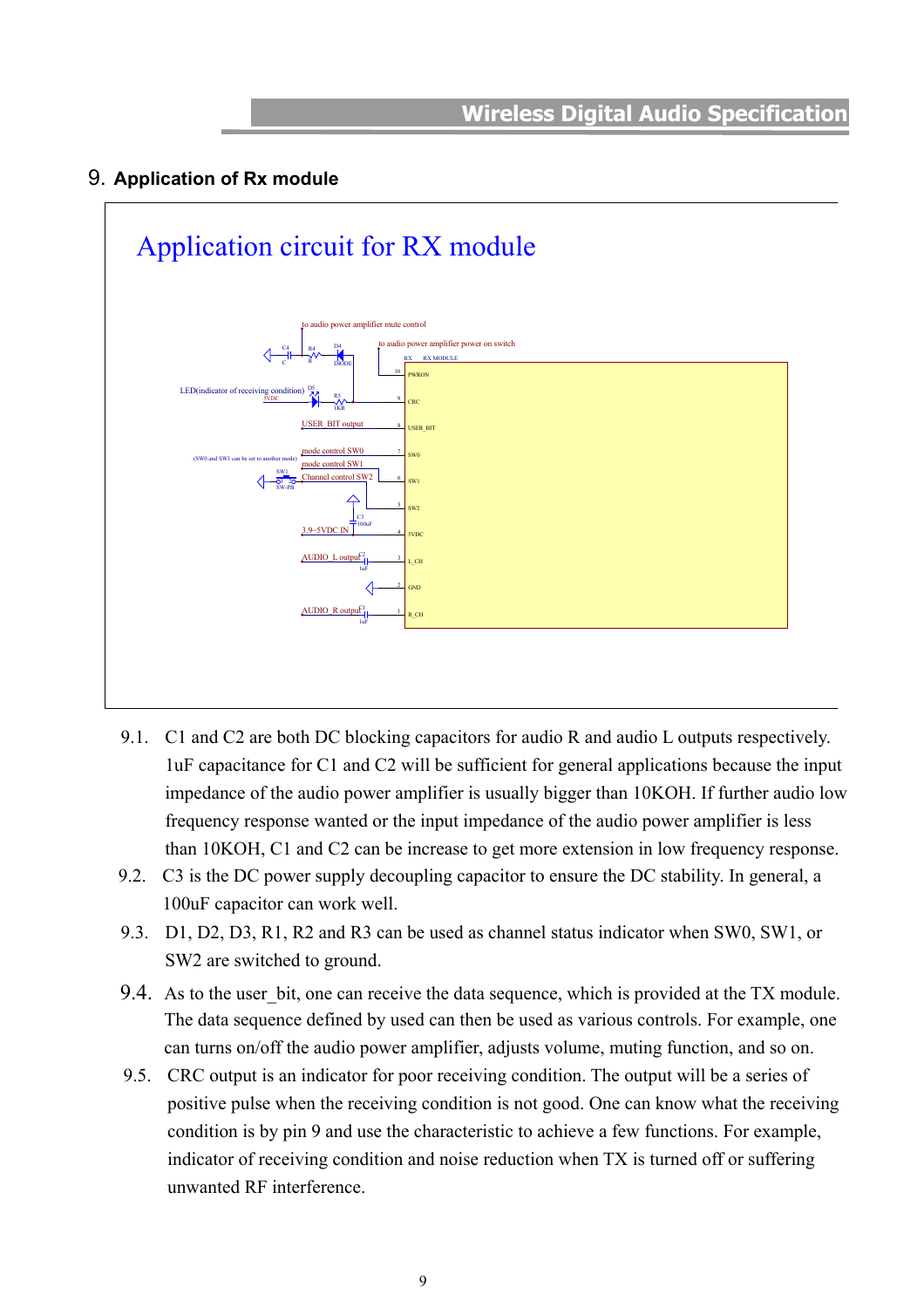## 9. Application of Rx module

Application circuit for RX module

to audio power amplifier mute control

to audio power amplifier power on switch

LED(indicator of receiving condition)

USER_BIT output

mode control SW0

mode control SW1

Channel control SW2

(SW0 and SW1 can be set to another mode)

3.9~5VDC IN

AUDIO_L output

AUDIO_R output

RX RX MODULE

10 PWRON

9 CRC

8 USER_BIT

7 SW0

6 SW1

5 SW2

4 5VDC

3 L_CH

2 GND

1 R_CH

9.1. C1 and C2 are both DC blocking capacitors for audio R and audio L outputs respectively. 1uF capacitance for C1 and C2 will be sufficient for general applications because the input impedance of the audio power amplifier is usually bigger than 10KOH. If further audio low frequency response wanted or the input impedance of the audio power amplifier is less than 10KOH, C1 and C2 can be increase to get more extension in low frequency response.

9.2. C3 is the DC power supply decoupling capacitor to ensure the DC stability. In general, a 100uF capacitor can work well.

9.3. D1, D2, D3, R1, R2 and R3 can be used as channel status indicator when SW0, SW1, or SW2 are switched to ground.

9.4. As to the user_bit, one can receive the data sequence, which is provided at the TX module. The data sequence defined by used can then be used as various controls. For example, one can turns on/off the audio power amplifier, adjusts volume, muting function, and so on.

9.5. CRC output is an indicator for poor receiving condition. The output will be a series of positive pulse when the receiving condition is not good. One can know what the receiving condition is by pin 9 and use the characteristic to achieve a few functions. For example, indicator of receiving condition and noise reduction when TX is turned off or suffering unwanted RF interference.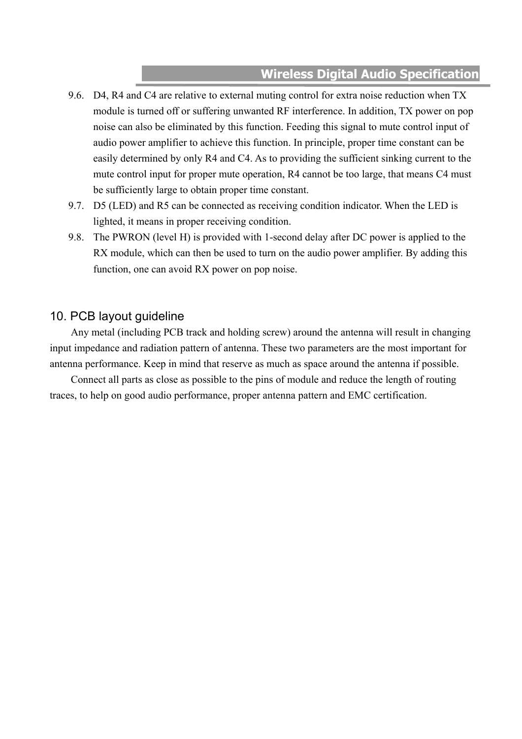9.6. D4, R4 and C4 are relative to external muting control for extra noise reduction when TX module is turned off or suffering unwanted RF interference. In addition, TX power on pop noise can also be eliminated by this function. Feeding this signal to mute control input of audio power amplifier to achieve this function. In principle, proper time constant can be easily determined by only R4 and C4. As to providing the sufficient sinking current to the mute control input for proper mute operation, R4 cannot be too large, that means C4 must be sufficiently large to obtain proper time constant.

9.7. D5 (LED) and R5 can be connected as receiving condition indicator. When the LED is lighted, it means in proper receiving condition.

9.8. The PWRON (level H) is provided with 1-second delay after DC power is applied to the RX module, which can then be used to turn on the audio power amplifier. By adding this function, one can avoid RX power on pop noise.

## 10. PCB layout guideline

Any metal (including PCB track and holding screw) around the antenna will result in changing input impedance and radiation pattern of antenna. These two parameters are the most important for antenna performance. Keep in mind that reserve as much as space around the antenna if possible.

Connect all parts as close as possible to the pins of module and reduce the length of routing traces, to help on good audio performance, proper antenna pattern and EMC certification.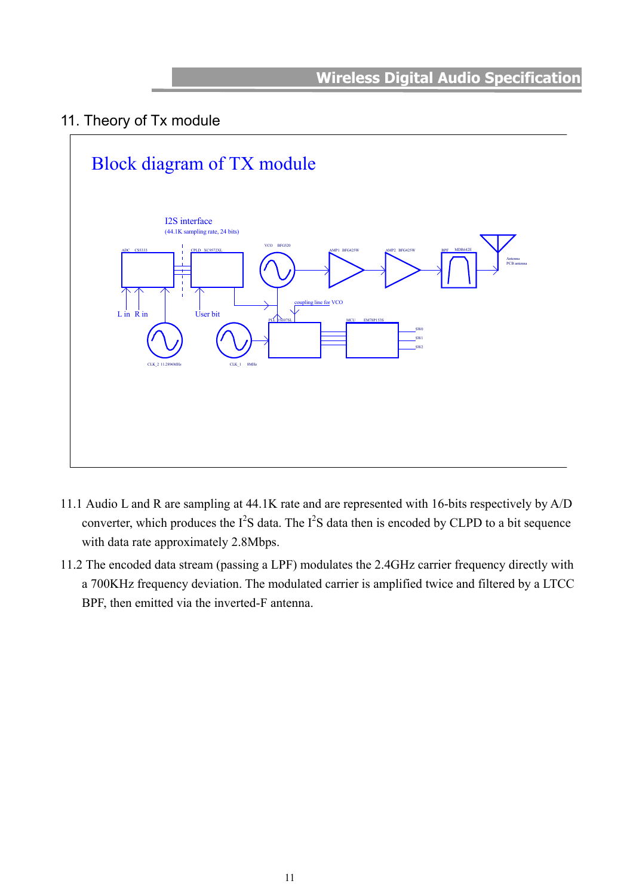# 11. Theory of Tx module

## Block diagram of TX module

I2S interface
(44.1K sampling rate, 24 bits)

ADC CS5333 | CPLD XC9572XL | VCO BFG520 | AMP1 BFG425W | AMP2 BFG425W | BPF MDR642E | Antenna PCB antenna

L in R in | User bit | coupling line for VCO | PLL LMX2307SL | MCU EM78P153S | SW0 SW1 SW2

CLK_2 11.2896MHz | CLK_1 8MHz

11.1 Audio L and R are sampling at 44.1K rate and are represented with 16-bits respectively by A/D converter, which produces the $I^2S$ data. The $I^2S$ data then is encoded by CLPD to a bit sequence with data rate approximately 2.8Mbps.

11.2 The encoded data stream (passing a LPF) modulates the 2.4GHz carrier frequency directly with a 700KHz frequency deviation. The modulated carrier is amplified twice and filtered by a LTCC BPF, then emitted via the inverted-F antenna.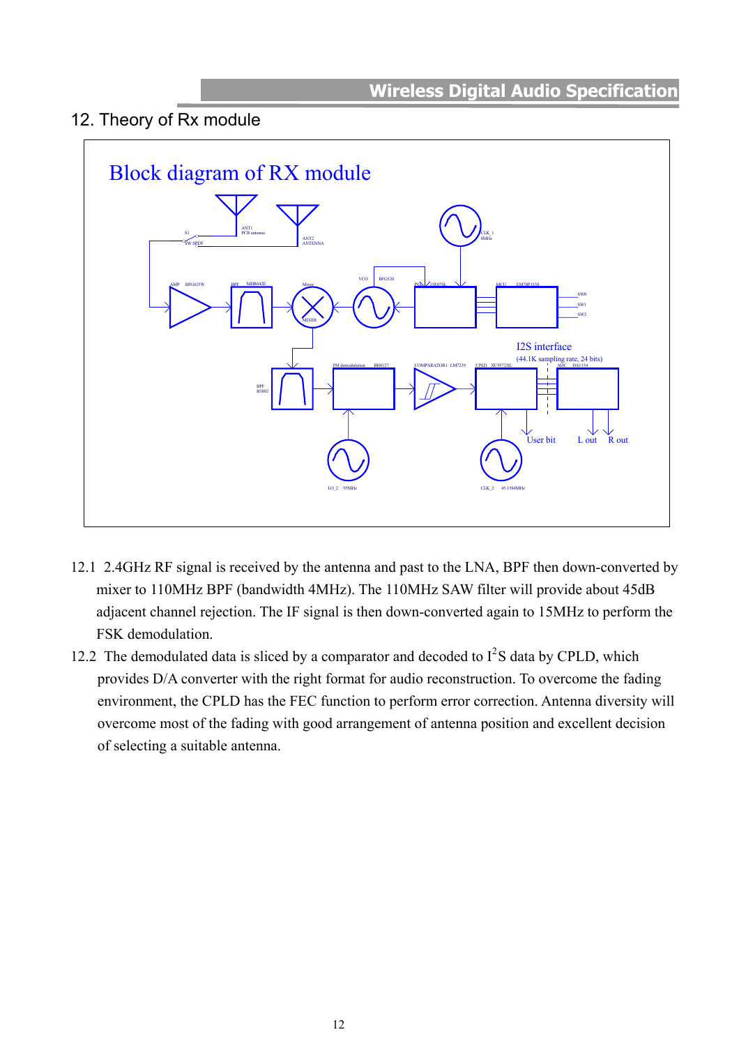## 12. Theory of Rx module

Block diagram of RX module

S1
SW SPDT
ANT1
PCB antenna
ANT2
ANTENNA
CLK_1
8MHz
AMP BFG425W
BPF MDR642E
Mixer
MIXER
VCO
BFG520
PLL 1505?SL
MCU EM78P153S
SW0
SW1
SW2
I2S interface
(44.1K sampling rate, 24 bits)
BPF
B3802
FM demodulation BH4127
COMPARATOR1 LM7239
CPLD XC9572XL
ADC DA1134
User bit
L out
R out
LO_2 95MHz
CLK_2 45.1584MHz

12.1 2.4GHz RF signal is received by the antenna and past to the LNA, BPF then down-converted by mixer to 110MHz BPF (bandwidth 4MHz). The 110MHz SAW filter will provide about 45dB adjacent channel rejection. The IF signal is then down-converted again to 15MHz to perform the FSK demodulation.

12.2 The demodulated data is sliced by a comparator and decoded to $I^2S$ data by CPLD, which provides D/A converter with the right format for audio reconstruction. To overcome the fading environment, the CPLD has the FEC function to perform error correction. Antenna diversity will overcome most of the fading with good arrangement of antenna position and excellent decision of selecting a suitable antenna.